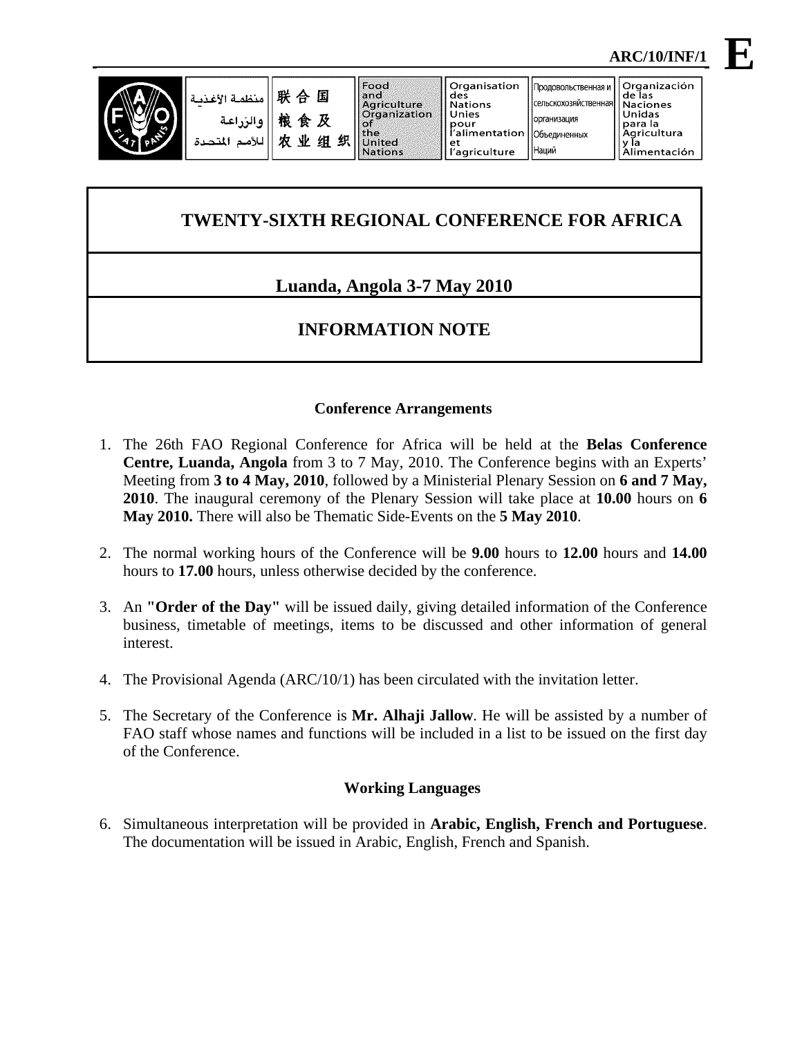ARC/10/INF/1 **E**

# TWENTY-SIXTH REGIONAL CONFERENCE FOR AFRICA

## Luanda, Angola 3-7 May 2010

## INFORMATION NOTE

### Conference Arrangements

1. The 26th FAO Regional Conference for Africa will be held at the **Belas Conference Centre, Luanda, Angola** from 3 to 7 May, 2010. The Conference begins with an Experts' Meeting from **3 to 4 May, 2010**, followed by a Ministerial Plenary Session on **6 and 7 May, 2010**. The inaugural ceremony of the Plenary Session will take place at **10.00** hours on **6 May 2010.** There will also be Thematic Side-Events on the **5 May 2010**.

2. The normal working hours of the Conference will be **9.00** hours to **12.00** hours and **14.00** hours to **17.00** hours, unless otherwise decided by the conference.

3. An **"Order of the Day"** will be issued daily, giving detailed information of the Conference business, timetable of meetings, items to be discussed and other information of general interest.

4. The Provisional Agenda (ARC/10/1) has been circulated with the invitation letter.

5. The Secretary of the Conference is **Mr. Alhaji Jallow**. He will be assisted by a number of FAO staff whose names and functions will be included in a list to be issued on the first day of the Conference.

### Working Languages

6. Simultaneous interpretation will be provided in **Arabic, English, French and Portuguese**. The documentation will be issued in Arabic, English, French and Spanish.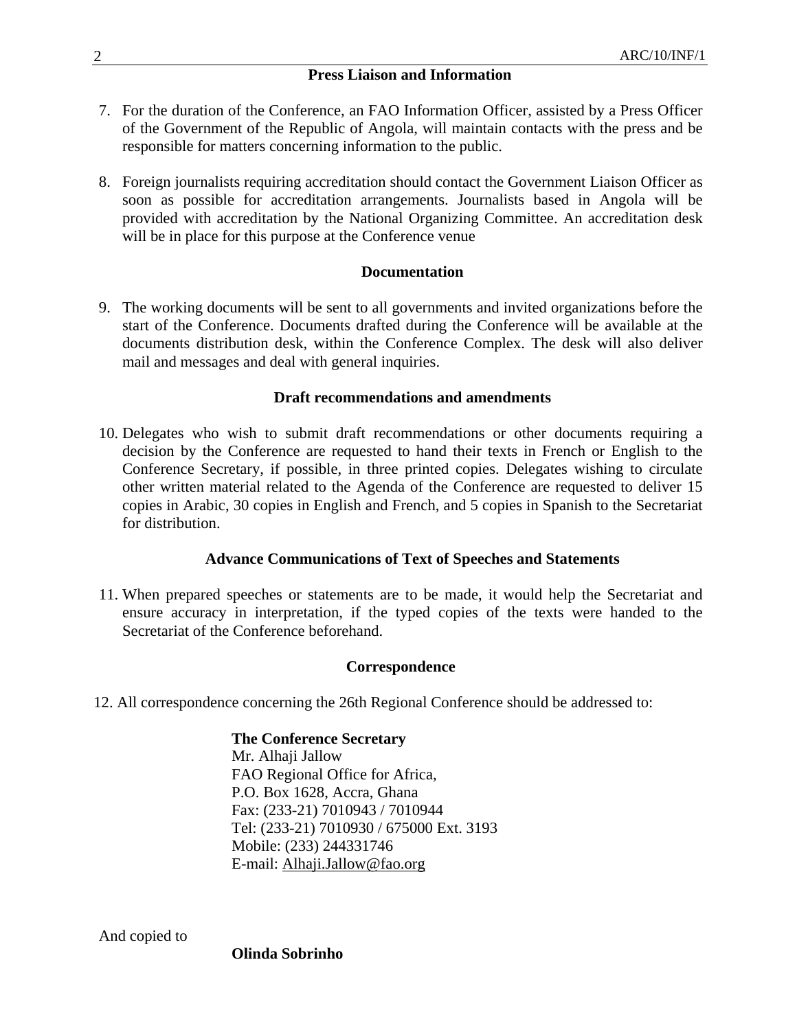## Press Liaison and Information

7. For the duration of the Conference, an FAO Information Officer, assisted by a Press Officer of the Government of the Republic of Angola, will maintain contacts with the press and be responsible for matters concerning information to the public.

8. Foreign journalists requiring accreditation should contact the Government Liaison Officer as soon as possible for accreditation arrangements. Journalists based in Angola will be provided with accreditation by the National Organizing Committee. An accreditation desk will be in place for this purpose at the Conference venue

## Documentation

9. The working documents will be sent to all governments and invited organizations before the start of the Conference. Documents drafted during the Conference will be available at the documents distribution desk, within the Conference Complex. The desk will also deliver mail and messages and deal with general inquiries.

## Draft recommendations and amendments

10. Delegates who wish to submit draft recommendations or other documents requiring a decision by the Conference are requested to hand their texts in French or English to the Conference Secretary, if possible, in three printed copies. Delegates wishing to circulate other written material related to the Agenda of the Conference are requested to deliver 15 copies in Arabic, 30 copies in English and French, and 5 copies in Spanish to the Secretariat for distribution.

## Advance Communications of Text of Speeches and Statements

11. When prepared speeches or statements are to be made, it would help the Secretariat and ensure accuracy in interpretation, if the typed copies of the texts were handed to the Secretariat of the Conference beforehand.

## Correspondence

12. All correspondence concerning the 26th Regional Conference should be addressed to:

**The Conference Secretary**
Mr. Alhaji Jallow
FAO Regional Office for Africa,
P.O. Box 1628, Accra, Ghana
Fax: (233-21) 7010943 / 7010944
Tel: (233-21) 7010930 / 675000 Ext. 3193
Mobile: (233) 244331746
E-mail: Alhaji.Jallow@fao.org

And copied to

**Olinda Sobrinho**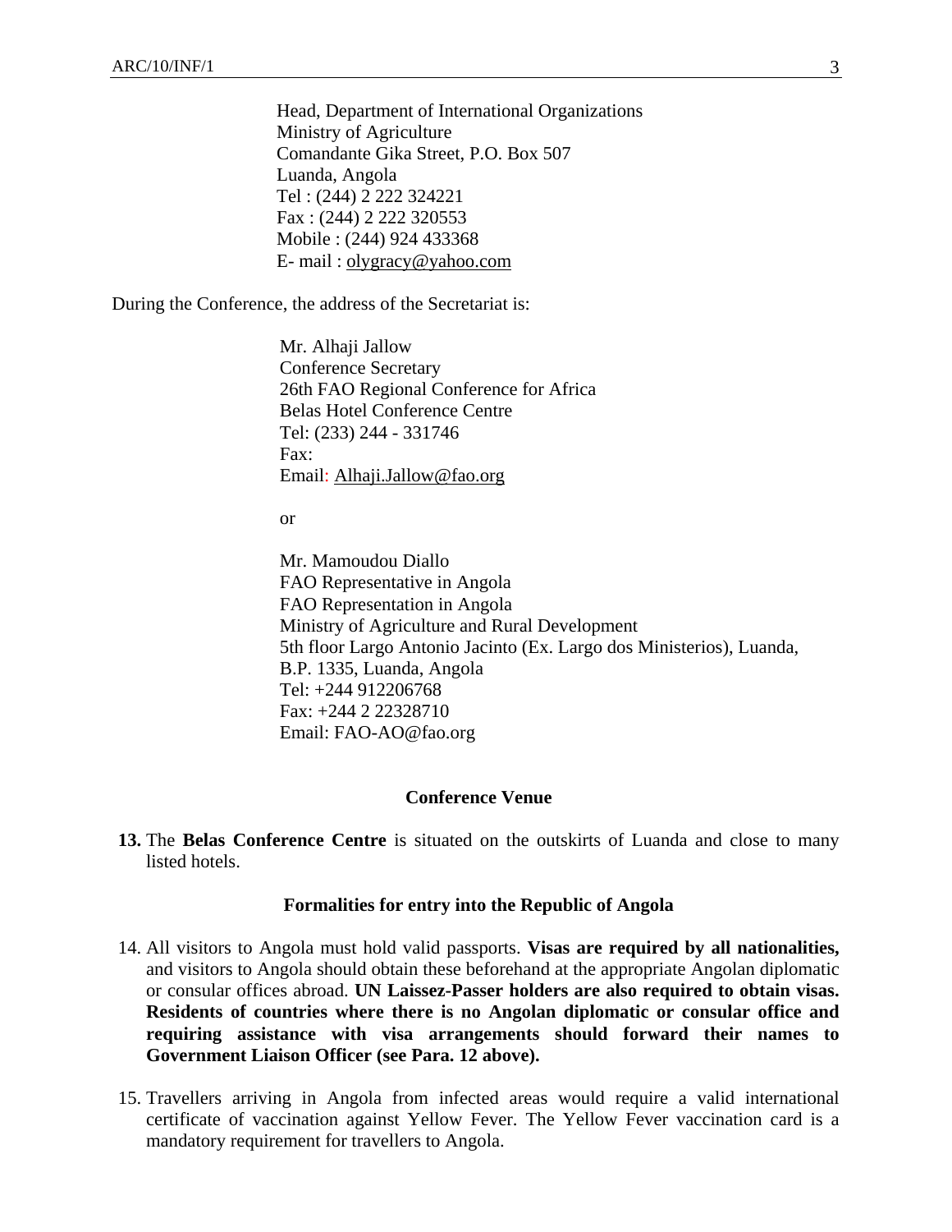Head, Department of International Organizations  
Ministry of Agriculture  
Comandante Gika Street, P.O. Box 507  
Luanda, Angola  
Tel : (244) 2 222 324221  
Fax : (244) 2 222 320553  
Mobile : (244) 924 433368  
E- mail : olygracy@yahoo.com

During the Conference, the address of the Secretariat is:

Mr. Alhaji Jallow  
Conference Secretary  
26th FAO Regional Conference for Africa  
Belas Hotel Conference Centre  
Tel: (233) 244 - 331746  
Fax:  
Email: Alhaji.Jallow@fao.org

or

Mr. Mamoudou Diallo  
FAO Representative in Angola  
FAO Representation in Angola  
Ministry of Agriculture and Rural Development  
5th floor Largo Antonio Jacinto (Ex. Largo dos Ministerios), Luanda,  
B.P. 1335, Luanda, Angola  
Tel: +244 912206768  
Fax: +244 2 22328710  
Email: FAO-AO@fao.org

### Conference Venue

**13.** The **Belas Conference Centre** is situated on the outskirts of Luanda and close to many listed hotels.

### Formalities for entry into the Republic of Angola

14. All visitors to Angola must hold valid passports. **Visas are required by all nationalities,** and visitors to Angola should obtain these beforehand at the appropriate Angolan diplomatic or consular offices abroad. **UN Laissez-Passer holders are also required to obtain visas. Residents of countries where there is no Angolan diplomatic or consular office and requiring assistance with visa arrangements should forward their names to Government Liaison Officer (see Para. 12 above).**

15. Travellers arriving in Angola from infected areas would require a valid international certificate of vaccination against Yellow Fever. The Yellow Fever vaccination card is a mandatory requirement for travellers to Angola.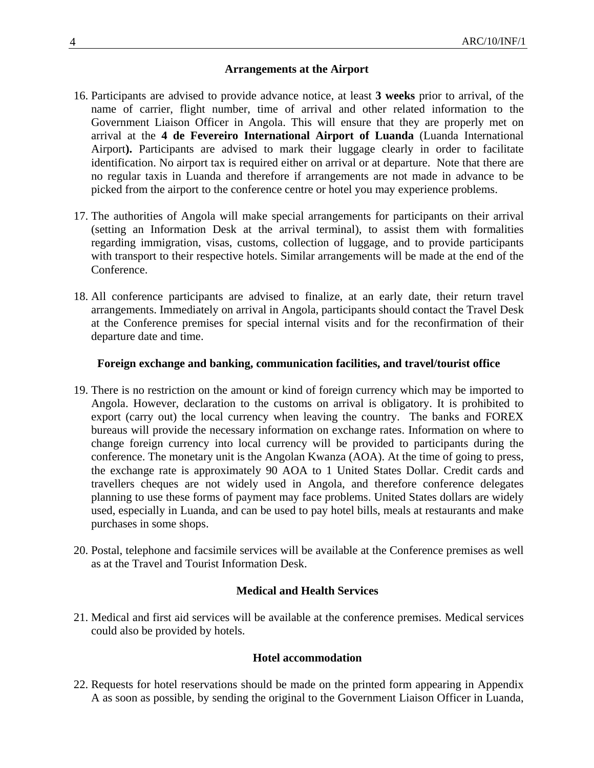### Arrangements at the Airport

16. Participants are advised to provide advance notice, at least **3 weeks** prior to arrival, of the name of carrier, flight number, time of arrival and other related information to the Government Liaison Officer in Angola. This will ensure that they are properly met on arrival at the **4 de Fevereiro International Airport of Luanda** (Luanda International Airport**).** Participants are advised to mark their luggage clearly in order to facilitate identification. No airport tax is required either on arrival or at departure. Note that there are no regular taxis in Luanda and therefore if arrangements are not made in advance to be picked from the airport to the conference centre or hotel you may experience problems.

17. The authorities of Angola will make special arrangements for participants on their arrival (setting an Information Desk at the arrival terminal), to assist them with formalities regarding immigration, visas, customs, collection of luggage, and to provide participants with transport to their respective hotels. Similar arrangements will be made at the end of the Conference.

18. All conference participants are advised to finalize, at an early date, their return travel arrangements. Immediately on arrival in Angola, participants should contact the Travel Desk at the Conference premises for special internal visits and for the reconfirmation of their departure date and time.

### Foreign exchange and banking, communication facilities, and travel/tourist office

19. There is no restriction on the amount or kind of foreign currency which may be imported to Angola. However, declaration to the customs on arrival is obligatory. It is prohibited to export (carry out) the local currency when leaving the country. The banks and FOREX bureaus will provide the necessary information on exchange rates. Information on where to change foreign currency into local currency will be provided to participants during the conference. The monetary unit is the Angolan Kwanza (AOA). At the time of going to press, the exchange rate is approximately 90 AOA to 1 United States Dollar. Credit cards and travellers cheques are not widely used in Angola, and therefore conference delegates planning to use these forms of payment may face problems. United States dollars are widely used, especially in Luanda, and can be used to pay hotel bills, meals at restaurants and make purchases in some shops.

20. Postal, telephone and facsimile services will be available at the Conference premises as well as at the Travel and Tourist Information Desk.

### Medical and Health Services

21. Medical and first aid services will be available at the conference premises. Medical services could also be provided by hotels.

### Hotel accommodation

22. Requests for hotel reservations should be made on the printed form appearing in Appendix A as soon as possible, by sending the original to the Government Liaison Officer in Luanda,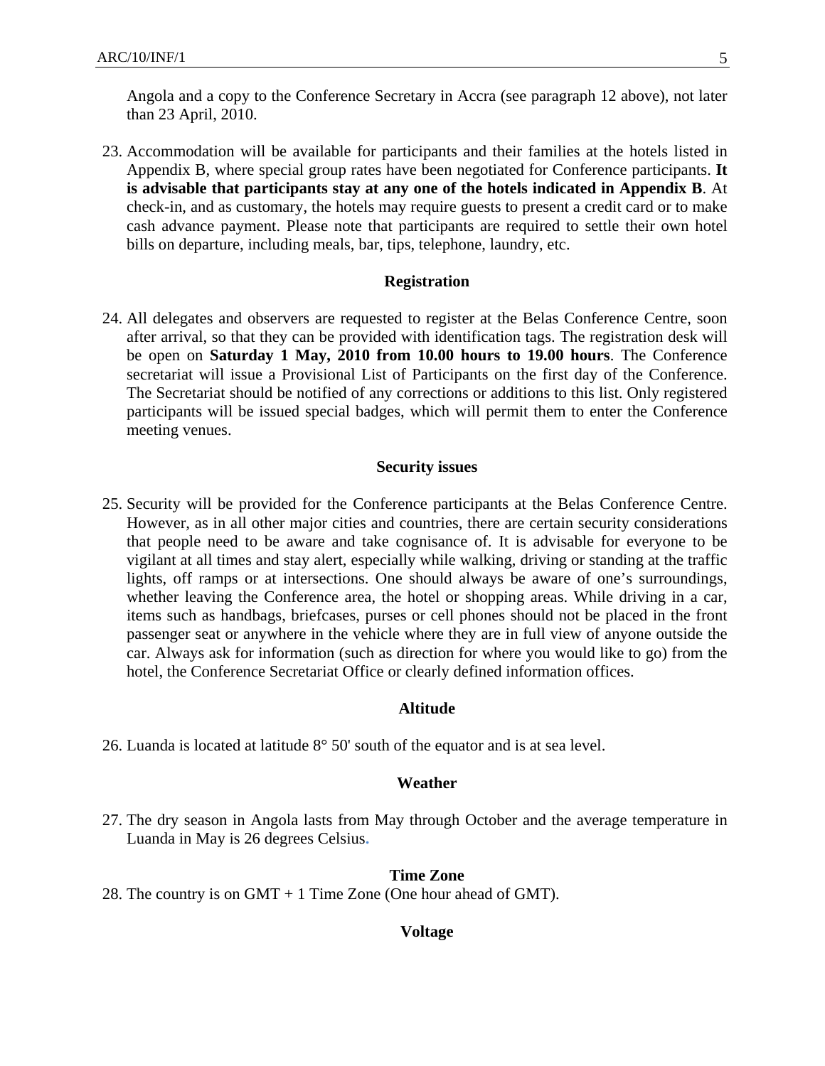Angola and a copy to the Conference Secretary in Accra (see paragraph 12 above), not later than 23 April, 2010.

23. Accommodation will be available for participants and their families at the hotels listed in Appendix B, where special group rates have been negotiated for Conference participants. **It is advisable that participants stay at any one of the hotels indicated in Appendix B**. At check-in, and as customary, the hotels may require guests to present a credit card or to make cash advance payment. Please note that participants are required to settle their own hotel bills on departure, including meals, bar, tips, telephone, laundry, etc.

**Registration**

24. All delegates and observers are requested to register at the Belas Conference Centre, soon after arrival, so that they can be provided with identification tags. The registration desk will be open on **Saturday 1 May, 2010 from 10.00 hours to 19.00 hours**. The Conference secretariat will issue a Provisional List of Participants on the first day of the Conference. The Secretariat should be notified of any corrections or additions to this list. Only registered participants will be issued special badges, which will permit them to enter the Conference meeting venues.

**Security issues**

25. Security will be provided for the Conference participants at the Belas Conference Centre. However, as in all other major cities and countries, there are certain security considerations that people need to be aware and take cognisance of. It is advisable for everyone to be vigilant at all times and stay alert, especially while walking, driving or standing at the traffic lights, off ramps or at intersections. One should always be aware of one's surroundings, whether leaving the Conference area, the hotel or shopping areas. While driving in a car, items such as handbags, briefcases, purses or cell phones should not be placed in the front passenger seat or anywhere in the vehicle where they are in full view of anyone outside the car. Always ask for information (such as direction for where you would like to go) from the hotel, the Conference Secretariat Office or clearly defined information offices.

**Altitude**

26. Luanda is located at latitude 8° 50' south of the equator and is at sea level.

**Weather**

27. The dry season in Angola lasts from May through October and the average temperature in Luanda in May is 26 degrees Celsius.

**Time Zone**

28. The country is on GMT + 1 Time Zone (One hour ahead of GMT).

**Voltage**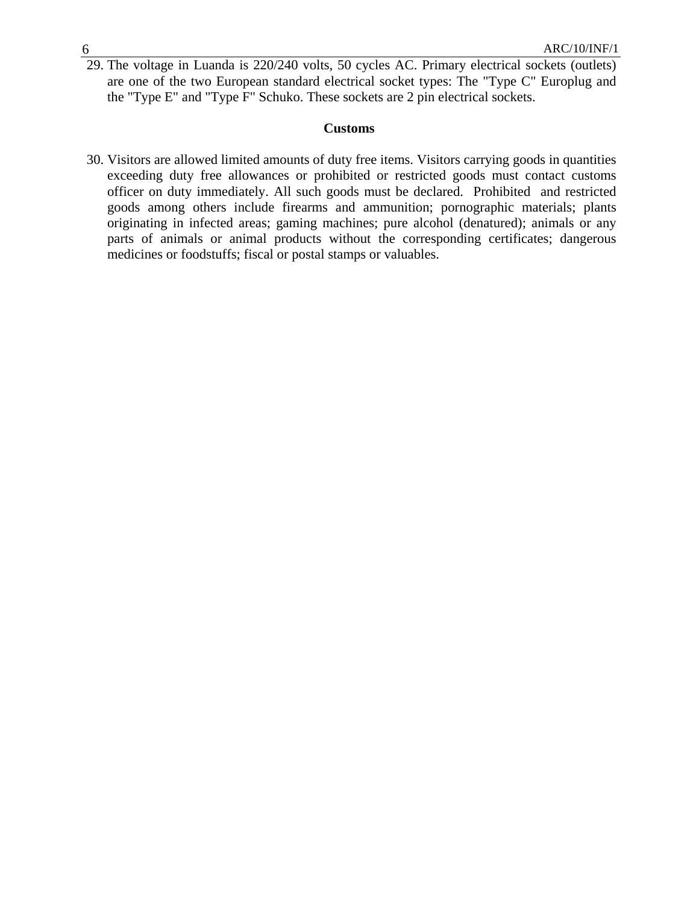29. The voltage in Luanda is 220/240 volts, 50 cycles AC. Primary electrical sockets (outlets) are one of the two European standard electrical socket types: The "Type C" Europlug and the "Type E" and "Type F" Schuko. These sockets are 2 pin electrical sockets.

## Customs

30. Visitors are allowed limited amounts of duty free items. Visitors carrying goods in quantities exceeding duty free allowances or prohibited or restricted goods must contact customs officer on duty immediately. All such goods must be declared. Prohibited and restricted goods among others include firearms and ammunition; pornographic materials; plants originating in infected areas; gaming machines; pure alcohol (denatured); animals or any parts of animals or animal products without the corresponding certificates; dangerous medicines or foodstuffs; fiscal or postal stamps or valuables.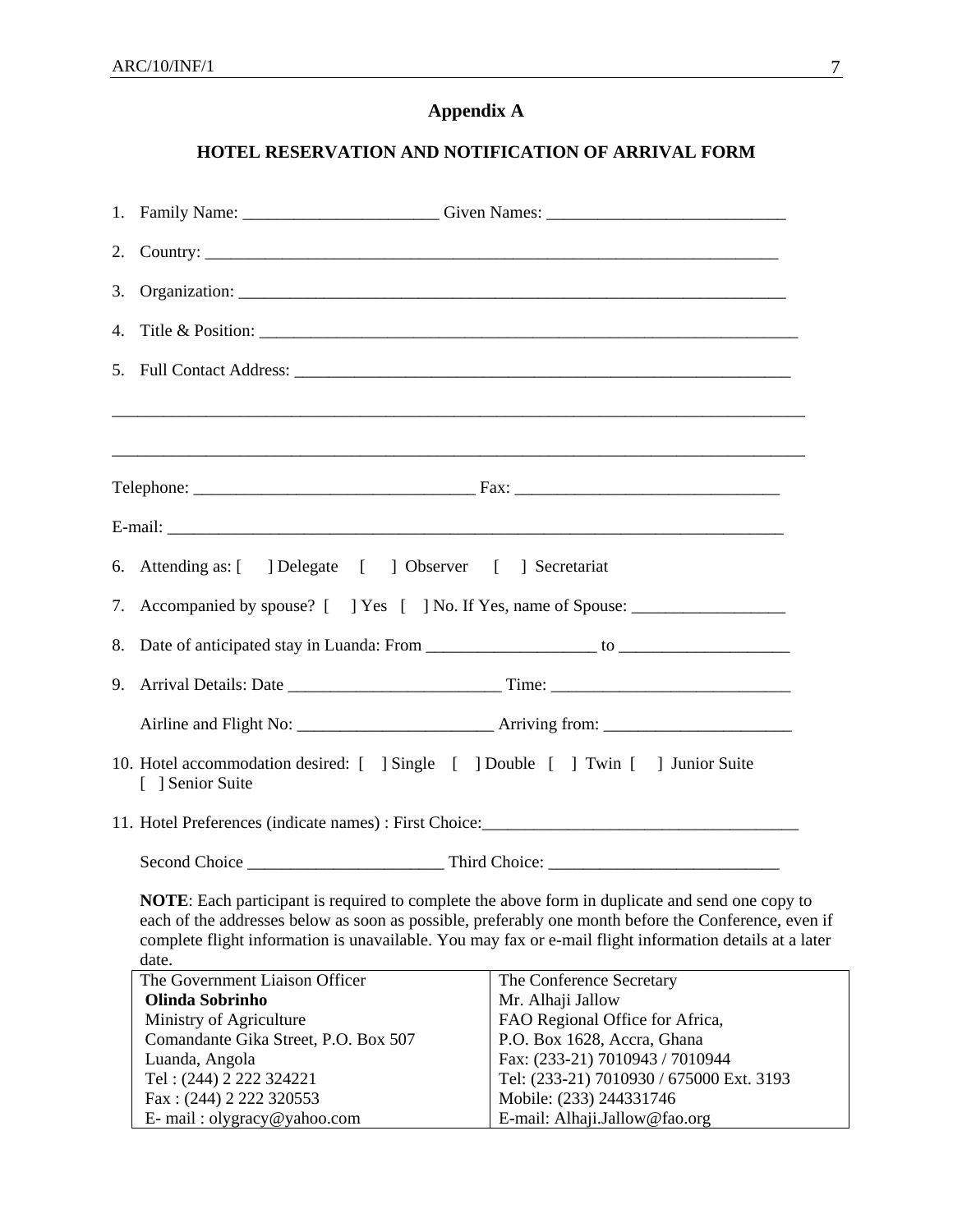## Appendix A

### HOTEL RESERVATION AND NOTIFICATION OF ARRIVAL FORM

1. Family Name: _______________________ Given Names: ____________________________

2. Country: ______________________________________________________________________

3. Organization: __________________________________________________________________

4. Title & Position: _______________________________________________________________

5. Full Contact Address: ____________________________________________________________

_____________________________________________________________________________________

_____________________________________________________________________________________

Telephone: _________________________________ Fax: _______________________________

E-mail: __________________________________________________________________________

6. Attending as: [ ] Delegate [ ] Observer [ ] Secretariat

7. Accompanied by spouse? [ ] Yes [ ] No. If Yes, name of Spouse: __________________

8. Date of anticipated stay in Luanda: From ____________________ to ____________________

9. Arrival Details: Date _________________________ Time: ____________________________

   Airline and Flight No: _______________________ Arriving from: ______________________

10. Hotel accommodation desired: [ ] Single [ ] Double [ ] Twin [ ] Junior Suite [ ] Senior Suite

11. Hotel Preferences (indicate names) : First Choice:_____________________________________

    Second Choice _______________________ Third Choice: ___________________________

**NOTE**: Each participant is required to complete the above form in duplicate and send one copy to each of the addresses below as soon as possible, preferably one month before the Conference, even if complete flight information is unavailable. You may fax or e-mail flight information details at a later date.

| The Government Liaison Officer | The Conference Secretary |
|---|---|
| **Olinda Sobrinho** | Mr. Alhaji Jallow |
| Ministry of Agriculture | FAO Regional Office for Africa, |
| Comandante Gika Street, P.O. Box 507 | P.O. Box 1628, Accra, Ghana |
| Luanda, Angola | Fax: (233-21) 7010943 / 7010944 |
| Tel : (244) 2 222 324221 | Tel: (233-21) 7010930 / 675000 Ext. 3193 |
| Fax : (244) 2 222 320553 | Mobile: (233) 244331746 |
| E- mail : olygracy@yahoo.com | E-mail: Alhaji.Jallow@fao.org |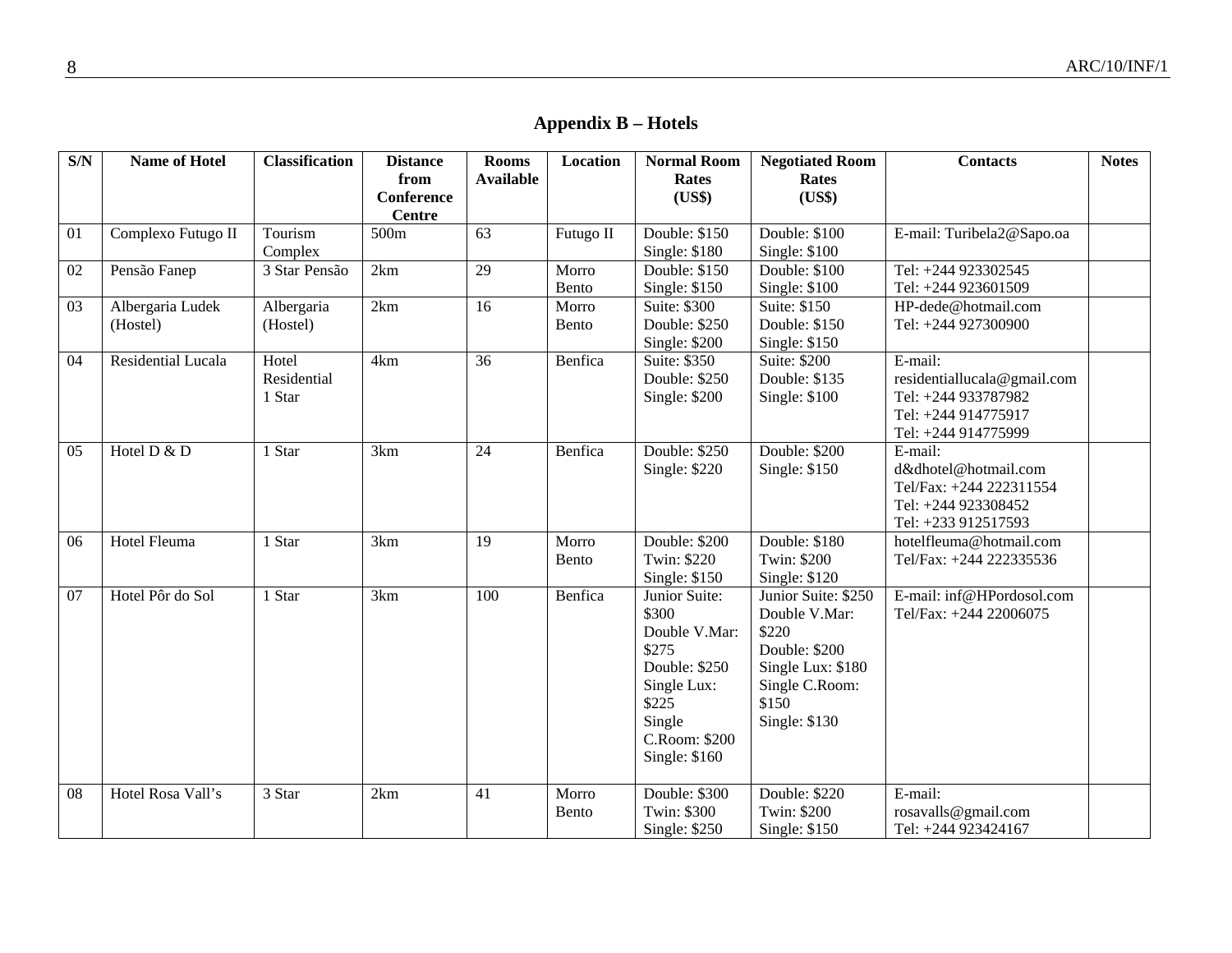## Appendix B – Hotels

| S/N | Name of Hotel | Classification | Distance from Conference Centre | Rooms Available | Location | Normal Room Rates (US$) | Negotiated Room Rates (US$) | Contacts | Notes |
|---|---|---|---|---|---|---|---|---|---|
| 01 | Complexo Futugo II | Tourism Complex | 500m | 63 | Futugo II | Double: $150<br>Single: $180 | Double: $100<br>Single: $100 | E-mail: Turibela2@Sapo.oa | |
| 02 | Pensão Fanep | 3 Star Pensão | 2km | 29 | Morro Bento | Double: $150<br>Single: $150 | Double: $100<br>Single: $100 | Tel: +244 923302545<br>Tel: +244 923601509 | |
| 03 | Albergaria Ludek (Hostel) | Albergaria (Hostel) | 2km | 16 | Morro Bento | Suite: $300<br>Double: $250<br>Single: $200 | Suite: $150<br>Double: $150<br>Single: $150 | HP-dede@hotmail.com<br>Tel: +244 927300900 | |
| 04 | Residential Lucala | Hotel Residential 1 Star | 4km | 36 | Benfica | Suite: $350<br>Double: $250<br>Single: $200 | Suite: $200<br>Double: $135<br>Single: $100 | E-mail: residentiallucala@gmail.com<br>Tel: +244 933787982<br>Tel: +244 914775917<br>Tel: +244 914775999 | |
| 05 | Hotel D & D | 1 Star | 3km | 24 | Benfica | Double: $250<br>Single: $220 | Double: $200<br>Single: $150 | E-mail: d&dhotel@hotmail.com<br>Tel/Fax: +244 222311554<br>Tel: +244 923308452<br>Tel: +233 912517593 | |
| 06 | Hotel Fleuma | 1 Star | 3km | 19 | Morro Bento | Double: $200<br>Twin: $220<br>Single: $150 | Double: $180<br>Twin: $200<br>Single: $120 | hotelfleuma@hotmail.com<br>Tel/Fax: +244 222335536 | |
| 07 | Hotel Pôr do Sol | 1 Star | 3km | 100 | Benfica | Junior Suite: $300<br>Double V.Mar: $275<br>Double: $250<br>Single Lux: $225<br>Single C.Room: $200<br>Single: $160 | Junior Suite: $250<br>Double V.Mar: $220<br>Double: $200<br>Single Lux: $180<br>Single C.Room: $150<br>Single: $130 | E-mail: inf@HPordosol.com<br>Tel/Fax: +244 22006075 | |
| 08 | Hotel Rosa Vall's | 3 Star | 2km | 41 | Morro Bento | Double: $300<br>Twin: $300<br>Single: $250 | Double: $220<br>Twin: $200<br>Single: $150 | E-mail: rosavalls@gmail.com<br>Tel: +244 923424167 | |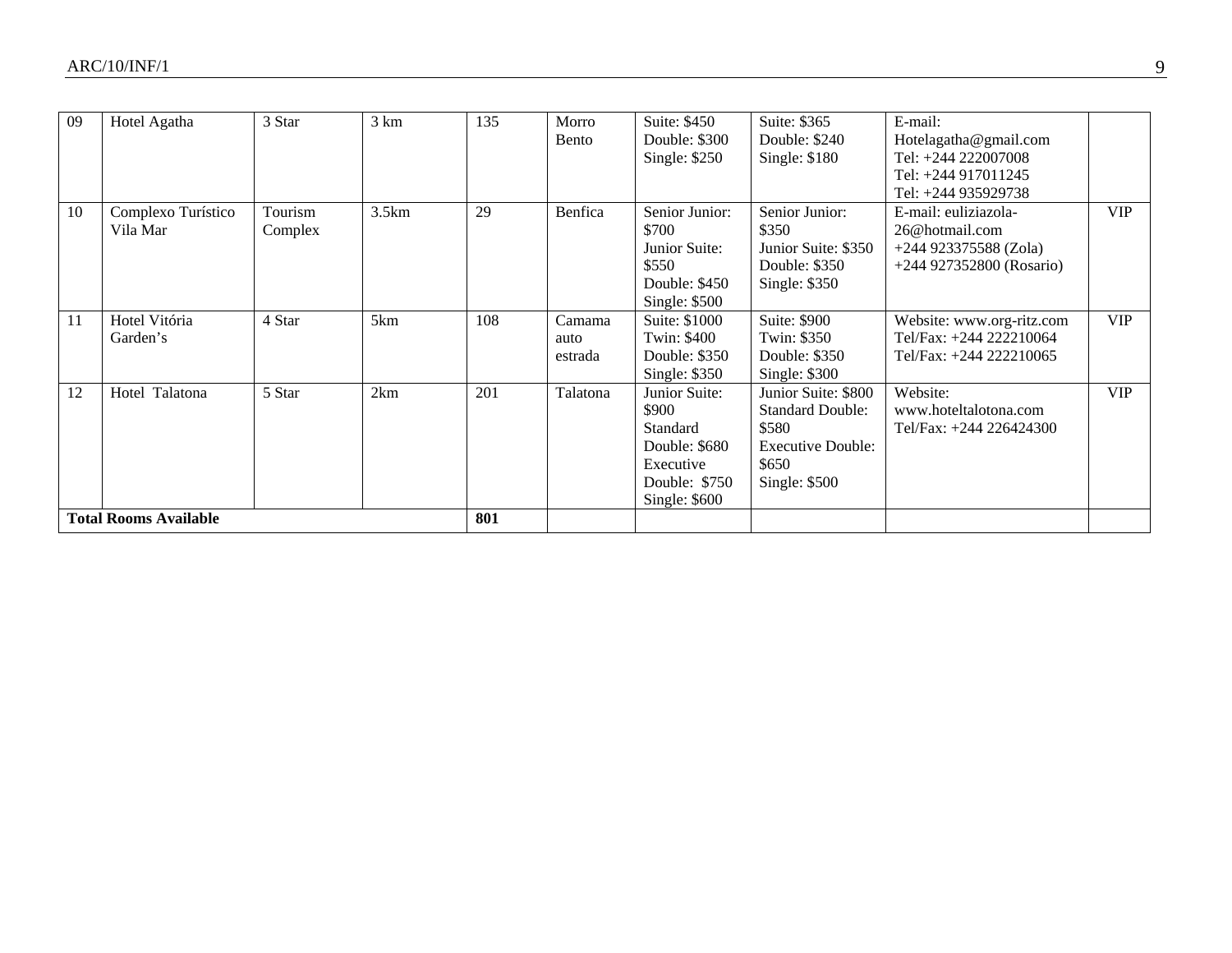| | | | | | | | | | |
|---|---|---|---|---|---|---|---|---|---|
| 09 | Hotel Agatha | 3 Star | 3 km | 135 | Morro Bento | Suite: $450<br>Double: $300<br>Single: $250 | Suite: $365<br>Double: $240<br>Single: $180 | E-mail: Hotelagatha@gmail.com<br>Tel: +244 222007008<br>Tel: +244 917011245<br>Tel: +244 935929738 | |
| 10 | Complexo Turístico Vila Mar | Tourism Complex | 3.5km | 29 | Benfica | Senior Junior: $700<br>Junior Suite: $550<br>Double: $450<br>Single: $500 | Senior Junior: $350<br>Junior Suite: $350<br>Double: $350<br>Single: $350 | E-mail: euliziazola-26@hotmail.com<br>+244 923375588 (Zola)<br>+244 927352800 (Rosario) | VIP |
| 11 | Hotel Vitória Garden's | 4 Star | 5km | 108 | Camama auto estrada | Suite: $1000<br>Twin: $400<br>Double: $350<br>Single: $350 | Suite: $900<br>Twin: $350<br>Double: $350<br>Single: $300 | Website: www.org-ritz.com<br>Tel/Fax: +244 222210064<br>Tel/Fax: +244 222210065 | VIP |
| 12 | Hotel Talatona | 5 Star | 2km | 201 | Talatona | Junior Suite: $900<br>Standard Double: $680<br>Executive Double: $750<br>Single: $600 | Junior Suite: $800<br>Standard Double: $580<br>Executive Double: $650<br>Single: $500 | Website: www.hoteltalotona.com<br>Tel/Fax: +244 226424300 | VIP |
| **Total Rooms Available** | | | | **801** | | | | | |